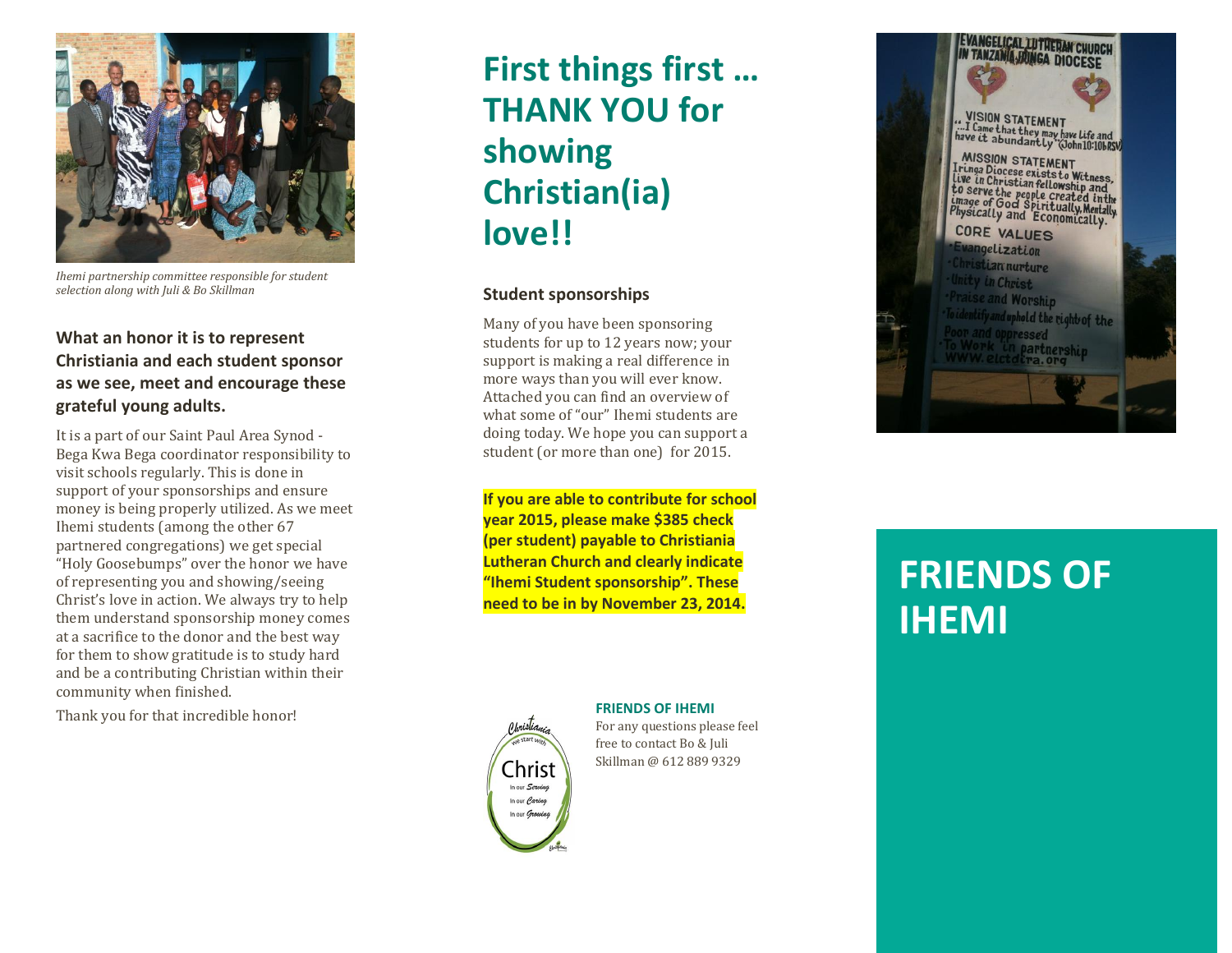*Ihemi partnership committee responsible for student selection along with Juli & Bo Skillman*

### What an honor it is to represent Christiania and each student sponsor as we see, meet and encourage these grateful young adults.

It is a part of our Saint Paul Area Synod - Bega Kwa Bega coordinator responsibility to visit schools regularly. This is done in support of your sponsorships and ensure money is being properly utilized. As we meet Ihemi students (among the other 67 partnered congregations) we get special "Holy Goosebumps" over the honor we have of representing you and showing/seeing Christ's love in action. We always try to help them understand sponsorship money comes at a sacrifice to the donor and the best way for them to show gratitude is to study hard and be a contributing Christian within their community when finished.

Thank you for that incredible honor!

# First things first … THANK YOU for showing Christian(ia) love!!

### Student sponsorships

Many of you have been sponsoring students for up to 12 years now; your support is making a real difference in more ways than you will ever know. Attached you can find an overview of what some of "our" Ihemi students are doing today. We hope you can support a student (or more than one) for 2015.

**If you are able to contribute for school year 2015, please make $385 check (per student) payable to Christiania Lutheran Church and clearly indicate "Ihemi Student sponsorship". These need to be in by November 23, 2014.**

**FRIENDS OF IHEMI**

For any questions please feel free to contact Bo & Juli Skillman @ 612 889 9329

# FRIENDS OF IHEMI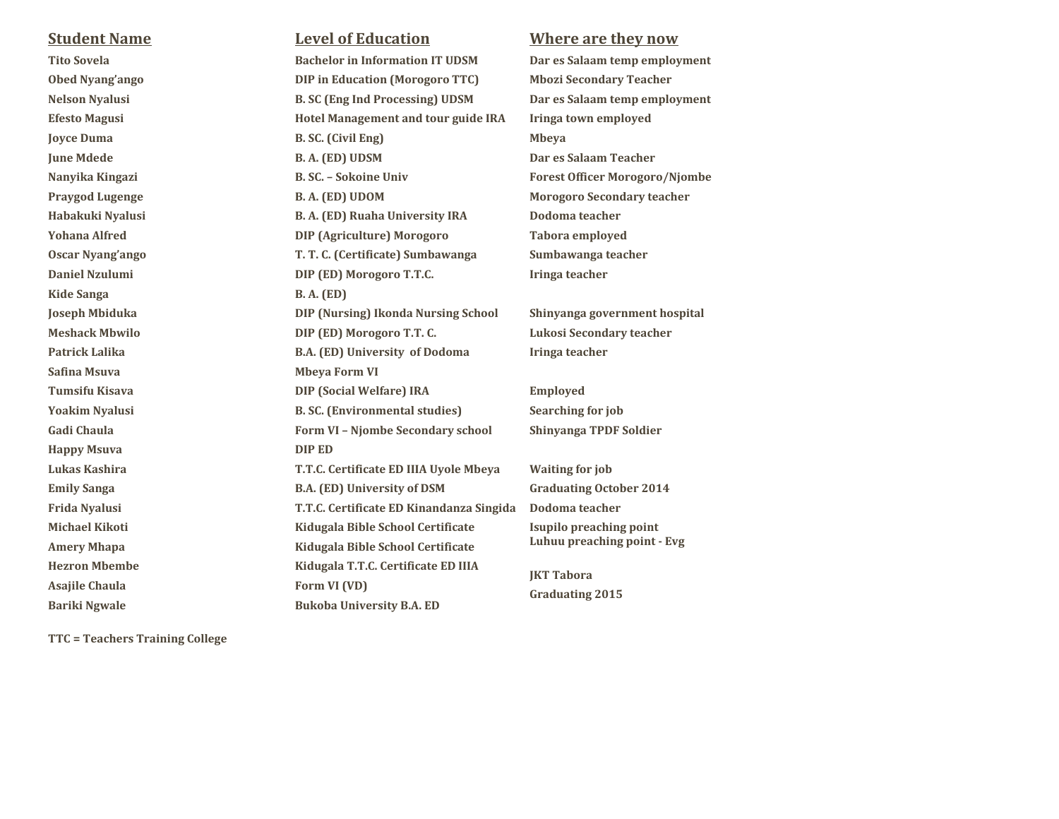| Student Name | Level of Education | Where are they now |
| --- | --- | --- |
| Tito Sovela | Bachelor in Information IT UDSM | Dar es Salaam temp employment |
| Obed Nyang'ango | DIP in Education (Morogoro TTC) | Mbozi Secondary Teacher |
| Nelson Nyalusi | B. SC (Eng Ind Processing) UDSM | Dar es Salaam temp employment |
| Efesto Magusi | Hotel Management and tour guide IRA | Iringa town employed |
| Joyce Duma | B. SC. (Civil Eng) | Mbeya |
| June Mdede | B. A. (ED) UDSM | Dar es Salaam Teacher |
| Nanyika Kingazi | B. SC. – Sokoine Univ | Forest Officer Morogoro/Njombe |
| Praygod Lugenge | B. A. (ED) UDOM | Morogoro Secondary teacher |
| Habakuki Nyalusi | B. A. (ED) Ruaha University IRA | Dodoma teacher |
| Yohana Alfred | DIP (Agriculture) Morogoro | Tabora employed |
| Oscar Nyang'ango | T. T. C. (Certificate) Sumbawanga | Sumbawanga teacher |
| Daniel Nzulumi | DIP (ED) Morogoro T.T.C. | Iringa teacher |
| Kide Sanga | B. A. (ED) | |
| Joseph Mbiduka | DIP (Nursing) Ikonda Nursing School | Shinyanga government hospital |
| Meshack Mbwilo | DIP (ED) Morogoro T.T. C. | Lukosi Secondary teacher |
| Patrick Lalika | B.A. (ED) University of Dodoma | Iringa teacher |
| Safina Msuva | Mbeya Form VI | |
| Tumsifu Kisava | DIP (Social Welfare) IRA | Employed |
| Yoakim Nyalusi | B. SC. (Environmental studies) | Searching for job |
| Gadi Chaula | Form VI – Njombe Secondary school | Shinyanga TPDF Soldier |
| Happy Msuva | DIP ED | |
| Lukas Kashira | T.T.C. Certificate ED IIIA Uyole Mbeya | Waiting for job |
| Emily Sanga | B.A. (ED) University of DSM | Graduating October 2014 |
| Frida Nyalusi | T.T.C. Certificate ED Kinandanza Singida | Dodoma teacher |
| Michael Kikoti | Kidugala Bible School Certificate | Isupilo preaching point |
| Amery Mhapa | Kidugala Bible School Certificate | Luhuu preaching point - Evg |
| Hezron Mbembe | Kidugala T.T.C. Certificate ED IIIA | |
| Asajile Chaula | Form VI (VD) | JKT Tabora |
| Bariki Ngwale | Bukoba University B.A. ED | Graduating 2015 |

**TTC = Teachers Training College**